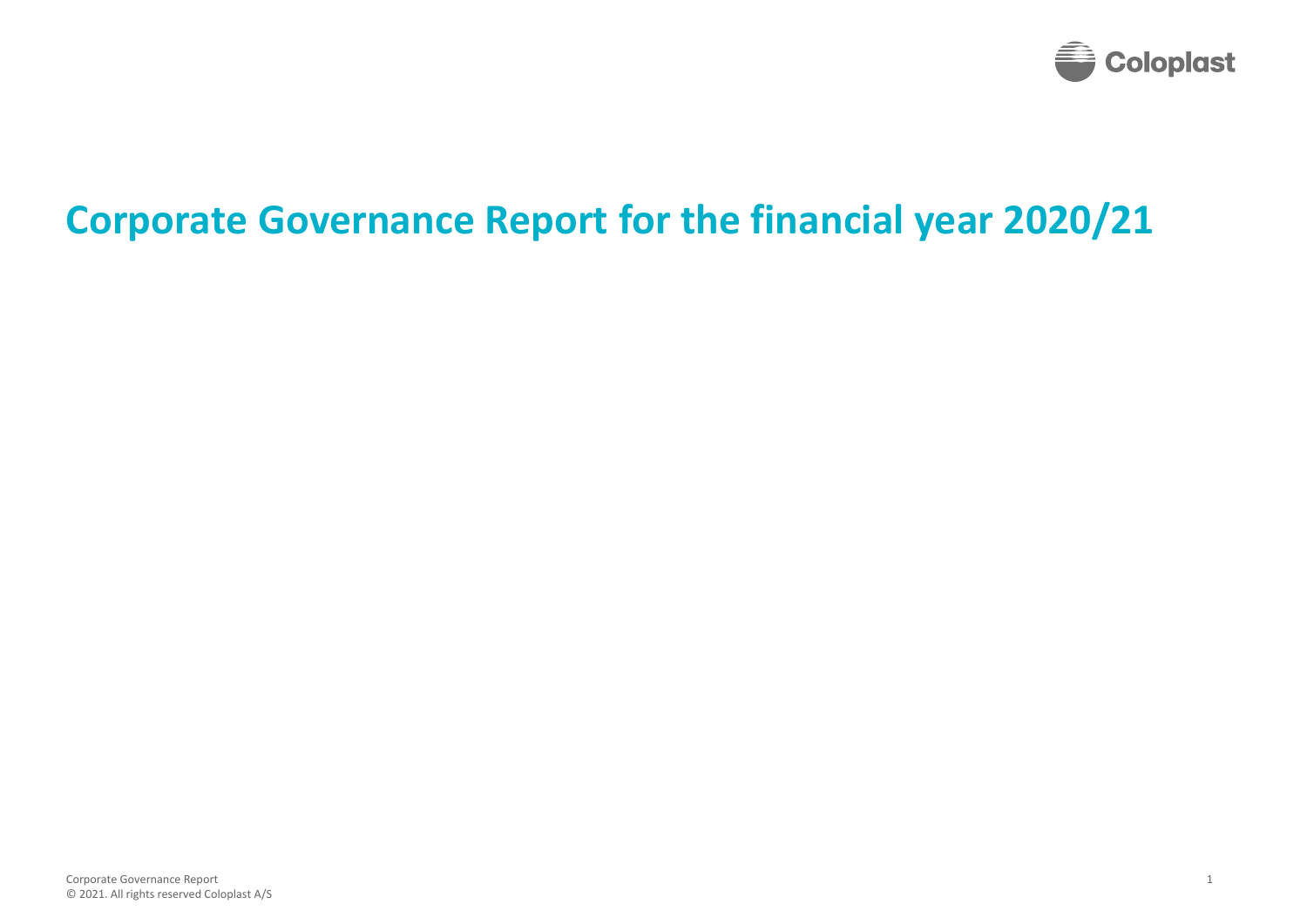# Corporate Governance Report for the financial year 2020/21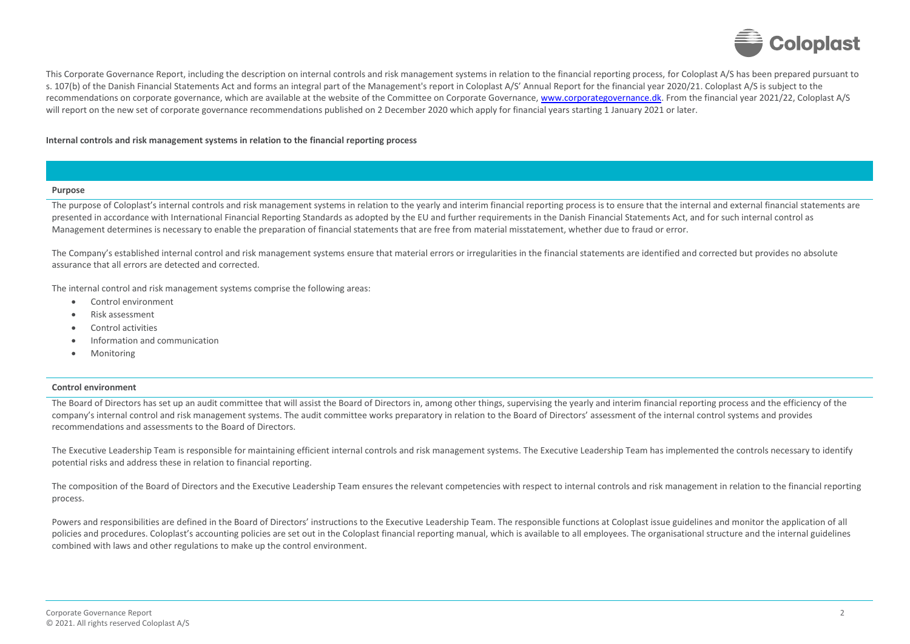This Corporate Governance Report, including the description on internal controls and risk management systems in relation to the financial reporting process, for Coloplast A/S has been prepared pursuant to s. 107(b) of the Danish Financial Statements Act and forms an integral part of the Management's report in Coloplast A/S' Annual Report for the financial year 2020/21. Coloplast A/S is subject to the recommendations on corporate governance, which are available at the website of the Committee on Corporate Governance, www.corporategovernance.dk. From the financial year 2021/22, Coloplast A/S will report on the new set of corporate governance recommendations published on 2 December 2020 which apply for financial years starting 1 January 2021 or later.

**Internal controls and risk management systems in relation to the financial reporting process**

### Purpose

The purpose of Coloplast's internal controls and risk management systems in relation to the yearly and interim financial reporting process is to ensure that the internal and external financial statements are presented in accordance with International Financial Reporting Standards as adopted by the EU and further requirements in the Danish Financial Statements Act, and for such internal control as Management determines is necessary to enable the preparation of financial statements that are free from material misstatement, whether due to fraud or error.

The Company's established internal control and risk management systems ensure that material errors or irregularities in the financial statements are identified and corrected but provides no absolute assurance that all errors are detected and corrected.

The internal control and risk management systems comprise the following areas:

- Control environment
- Risk assessment
- Control activities
- Information and communication
- Monitoring

### Control environment

The Board of Directors has set up an audit committee that will assist the Board of Directors in, among other things, supervising the yearly and interim financial reporting process and the efficiency of the company's internal control and risk management systems. The audit committee works preparatory in relation to the Board of Directors' assessment of the internal control systems and provides recommendations and assessments to the Board of Directors.

The Executive Leadership Team is responsible for maintaining efficient internal controls and risk management systems. The Executive Leadership Team has implemented the controls necessary to identify potential risks and address these in relation to financial reporting.

The composition of the Board of Directors and the Executive Leadership Team ensures the relevant competencies with respect to internal controls and risk management in relation to the financial reporting process.

Powers and responsibilities are defined in the Board of Directors' instructions to the Executive Leadership Team. The responsible functions at Coloplast issue guidelines and monitor the application of all policies and procedures. Coloplast's accounting policies are set out in the Coloplast financial reporting manual, which is available to all employees. The organisational structure and the internal guidelines combined with laws and other regulations to make up the control environment.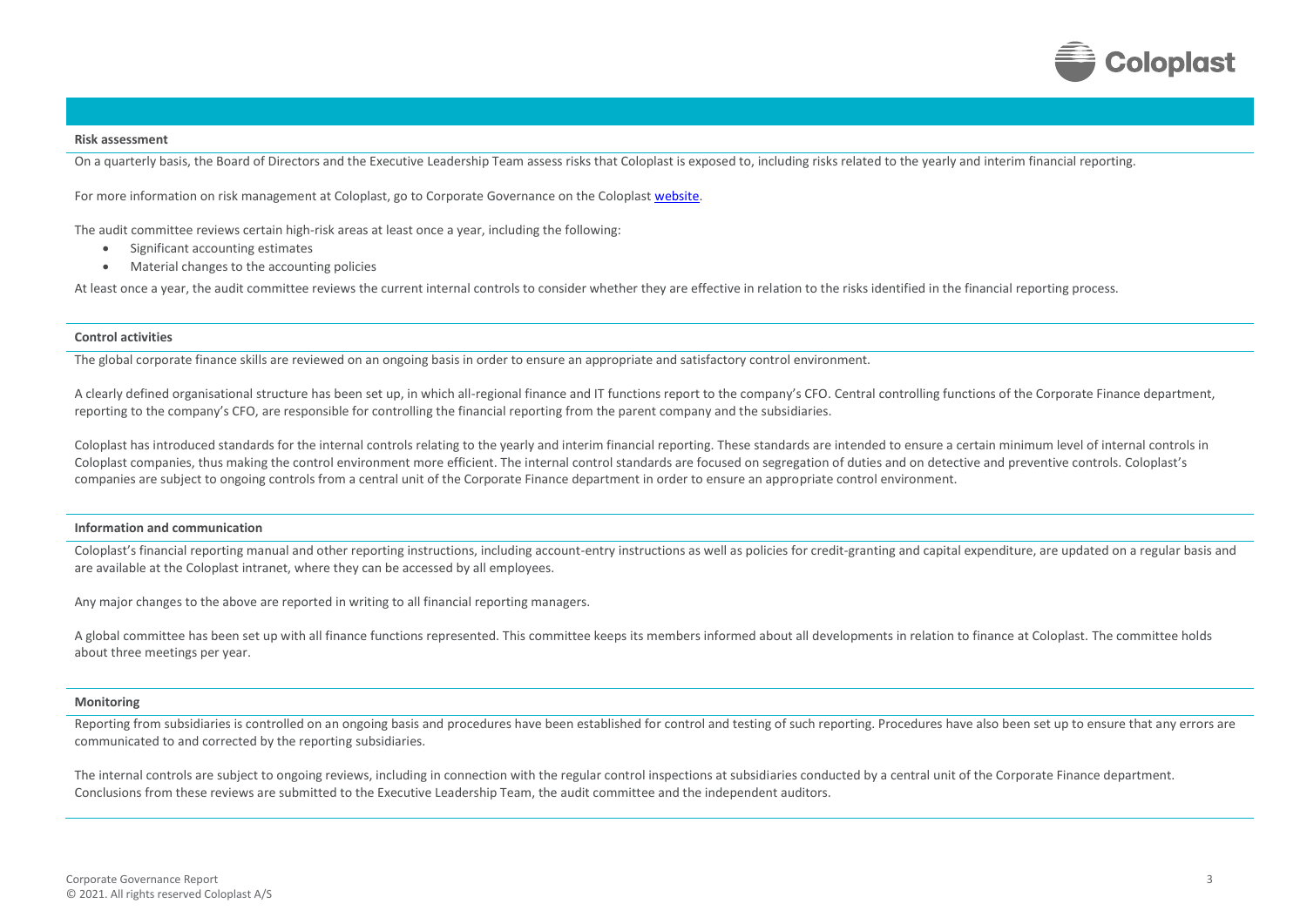#### Risk assessment

On a quarterly basis, the Board of Directors and the Executive Leadership Team assess risks that Coloplast is exposed to, including risks related to the yearly and interim financial reporting.

For more information on risk management at Coloplast, go to Corporate Governance on the Coloplast website.

The audit committee reviews certain high-risk areas at least once a year, including the following:

- Significant accounting estimates
- Material changes to the accounting policies

At least once a year, the audit committee reviews the current internal controls to consider whether they are effective in relation to the risks identified in the financial reporting process.

#### Control activities

The global corporate finance skills are reviewed on an ongoing basis in order to ensure an appropriate and satisfactory control environment.

A clearly defined organisational structure has been set up, in which all-regional finance and IT functions report to the company's CFO. Central controlling functions of the Corporate Finance department, reporting to the company's CFO, are responsible for controlling the financial reporting from the parent company and the subsidiaries.

Coloplast has introduced standards for the internal controls relating to the yearly and interim financial reporting. These standards are intended to ensure a certain minimum level of internal controls in Coloplast companies, thus making the control environment more efficient. The internal control standards are focused on segregation of duties and on detective and preventive controls. Coloplast's companies are subject to ongoing controls from a central unit of the Corporate Finance department in order to ensure an appropriate control environment.

#### Information and communication

Coloplast's financial reporting manual and other reporting instructions, including account-entry instructions as well as policies for credit-granting and capital expenditure, are updated on a regular basis and are available at the Coloplast intranet, where they can be accessed by all employees.

Any major changes to the above are reported in writing to all financial reporting managers.

A global committee has been set up with all finance functions represented. This committee keeps its members informed about all developments in relation to finance at Coloplast. The committee holds about three meetings per year.

#### Monitoring

Reporting from subsidiaries is controlled on an ongoing basis and procedures have been established for control and testing of such reporting. Procedures have also been set up to ensure that any errors are communicated to and corrected by the reporting subsidiaries.

The internal controls are subject to ongoing reviews, including in connection with the regular control inspections at subsidiaries conducted by a central unit of the Corporate Finance department. Conclusions from these reviews are submitted to the Executive Leadership Team, the audit committee and the independent auditors.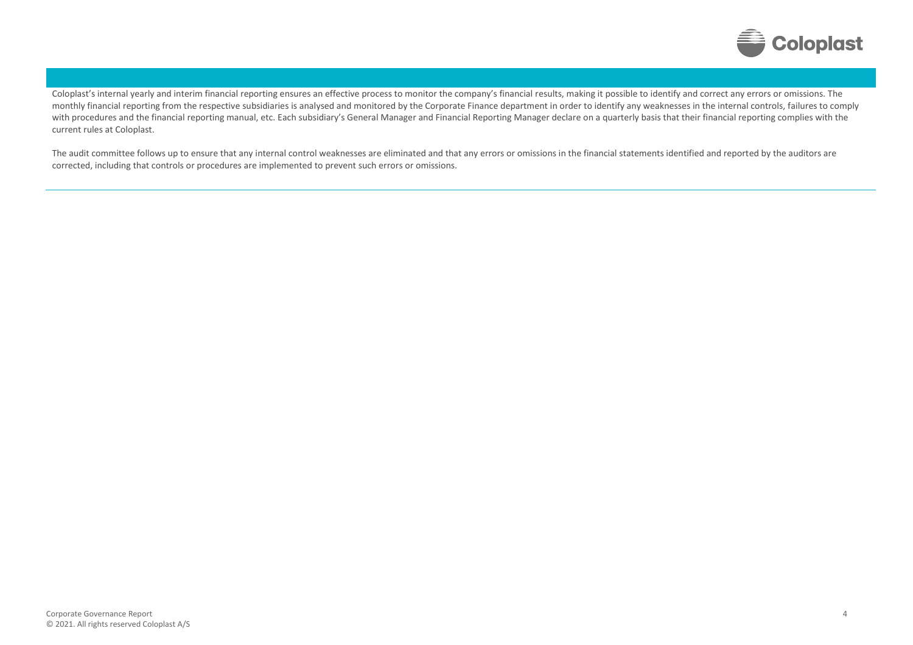Coloplast's internal yearly and interim financial reporting ensures an effective process to monitor the company's financial results, making it possible to identify and correct any errors or omissions. The monthly financial reporting from the respective subsidiaries is analysed and monitored by the Corporate Finance department in order to identify any weaknesses in the internal controls, failures to comply with procedures and the financial reporting manual, etc. Each subsidiary's General Manager and Financial Reporting Manager declare on a quarterly basis that their financial reporting complies with the current rules at Coloplast.

The audit committee follows up to ensure that any internal control weaknesses are eliminated and that any errors or omissions in the financial statements identified and reported by the auditors are corrected, including that controls or procedures are implemented to prevent such errors or omissions.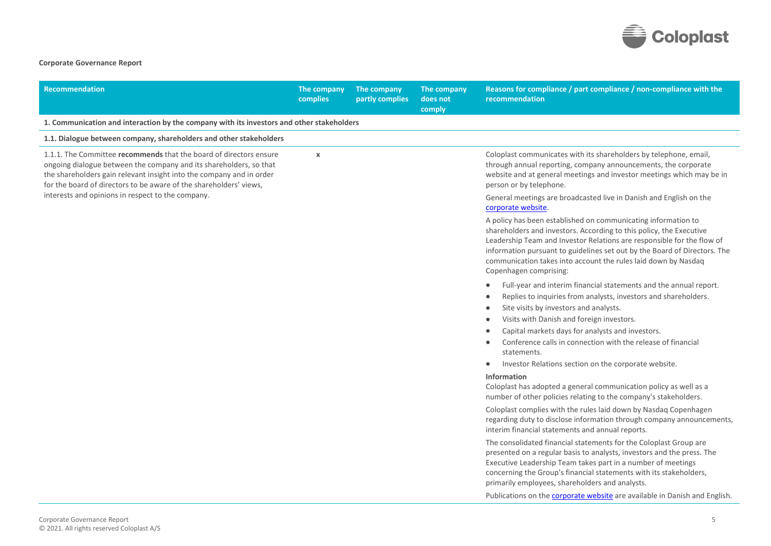**Corporate Governance Report**

| Recommendation | The company complies | The company partly complies | The company does not comply | Reasons for compliance / part compliance / non-compliance with the recommendation |
|---|---|---|---|---|
| **1. Communication and interaction by the company with its investors and other stakeholders** | | | | |
| **1.1. Dialogue between company, shareholders and other stakeholders** | | | | |
| 1.1.1. The Committee **recommends** that the board of directors ensure ongoing dialogue between the company and its shareholders, so that the shareholders gain relevant insight into the company and in order for the board of directors to be aware of the shareholders' views, interests and opinions in respect to the company. | x | | | Coloplast communicates with its shareholders by telephone, email, through annual reporting, company announcements, the corporate website and at general meetings and investor meetings which may be in person or by telephone.<br><br>General meetings are broadcasted live in Danish and English on the corporate website.<br><br>A policy has been established on communicating information to shareholders and investors. According to this policy, the Executive Leadership Team and Investor Relations are responsible for the flow of information pursuant to guidelines set out by the Board of Directors. The communication takes into account the rules laid down by Nasdaq Copenhagen comprising:<br><br>• Full-year and interim financial statements and the annual report.<br>• Replies to inquiries from analysts, investors and shareholders.<br>• Site visits by investors and analysts.<br>• Visits with Danish and foreign investors.<br>• Capital markets days for analysts and investors.<br>• Conference calls in connection with the release of financial statements.<br>• Investor Relations section on the corporate website.<br><br>**Information**<br>Coloplast has adopted a general communication policy as well as a number of other policies relating to the company's stakeholders.<br><br>Coloplast complies with the rules laid down by Nasdaq Copenhagen regarding duty to disclose information through company announcements, interim financial statements and annual reports.<br><br>The consolidated financial statements for the Coloplast Group are presented on a regular basis to analysts, investors and the press. The Executive Leadership Team takes part in a number of meetings concerning the Group's financial statements with its stakeholders, primarily employees, shareholders and analysts.<br><br>Publications on the corporate website are available in Danish and English. |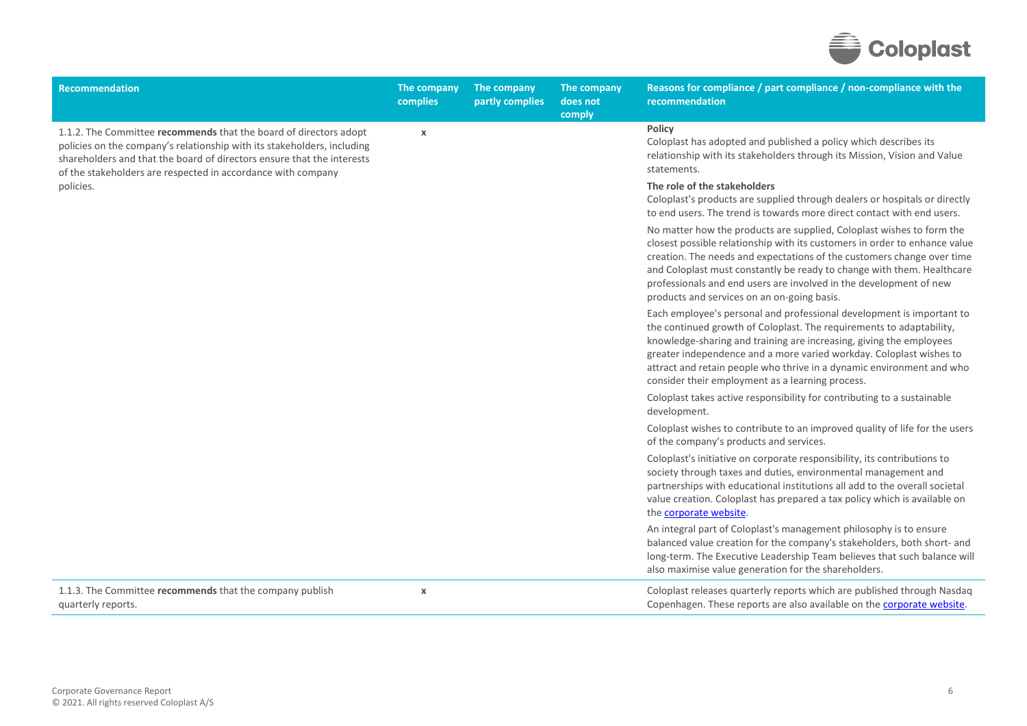| Recommendation | The company complies | The company partly complies | The company does not comply | Reasons for compliance / part compliance / non-compliance with the recommendation |
|---|---|---|---|---|
| 1.1.2. The Committee **recommends** that the board of directors adopt policies on the company's relationship with its stakeholders, including shareholders and that the board of directors ensure that the interests of the stakeholders are respected in accordance with company policies. | x | | | **Policy**<br>Coloplast has adopted and published a policy which describes its relationship with its stakeholders through its Mission, Vision and Value statements.<br>**The role of the stakeholders**<br>Coloplast's products are supplied through dealers or hospitals or directly to end users. The trend is towards more direct contact with end users.<br>No matter how the products are supplied, Coloplast wishes to form the closest possible relationship with its customers in order to enhance value creation. The needs and expectations of the customers change over time and Coloplast must constantly be ready to change with them. Healthcare professionals and end users are involved in the development of new products and services on an on-going basis.<br>Each employee's personal and professional development is important to the continued growth of Coloplast. The requirements to adaptability, knowledge-sharing and training are increasing, giving the employees greater independence and a more varied workday. Coloplast wishes to attract and retain people who thrive in a dynamic environment and who consider their employment as a learning process.<br>Coloplast takes active responsibility for contributing to a sustainable development.<br>Coloplast wishes to contribute to an improved quality of life for the users of the company's products and services.<br>Coloplast's initiative on corporate responsibility, its contributions to society through taxes and duties, environmental management and partnerships with educational institutions all add to the overall societal value creation. Coloplast has prepared a tax policy which is available on the corporate website.<br>An integral part of Coloplast's management philosophy is to ensure balanced value creation for the company's stakeholders, both short- and long-term. The Executive Leadership Team believes that such balance will also maximise value generation for the shareholders. |
| 1.1.3. The Committee **recommends** that the company publish quarterly reports. | x | | | Coloplast releases quarterly reports which are published through Nasdaq Copenhagen. These reports are also available on the corporate website. |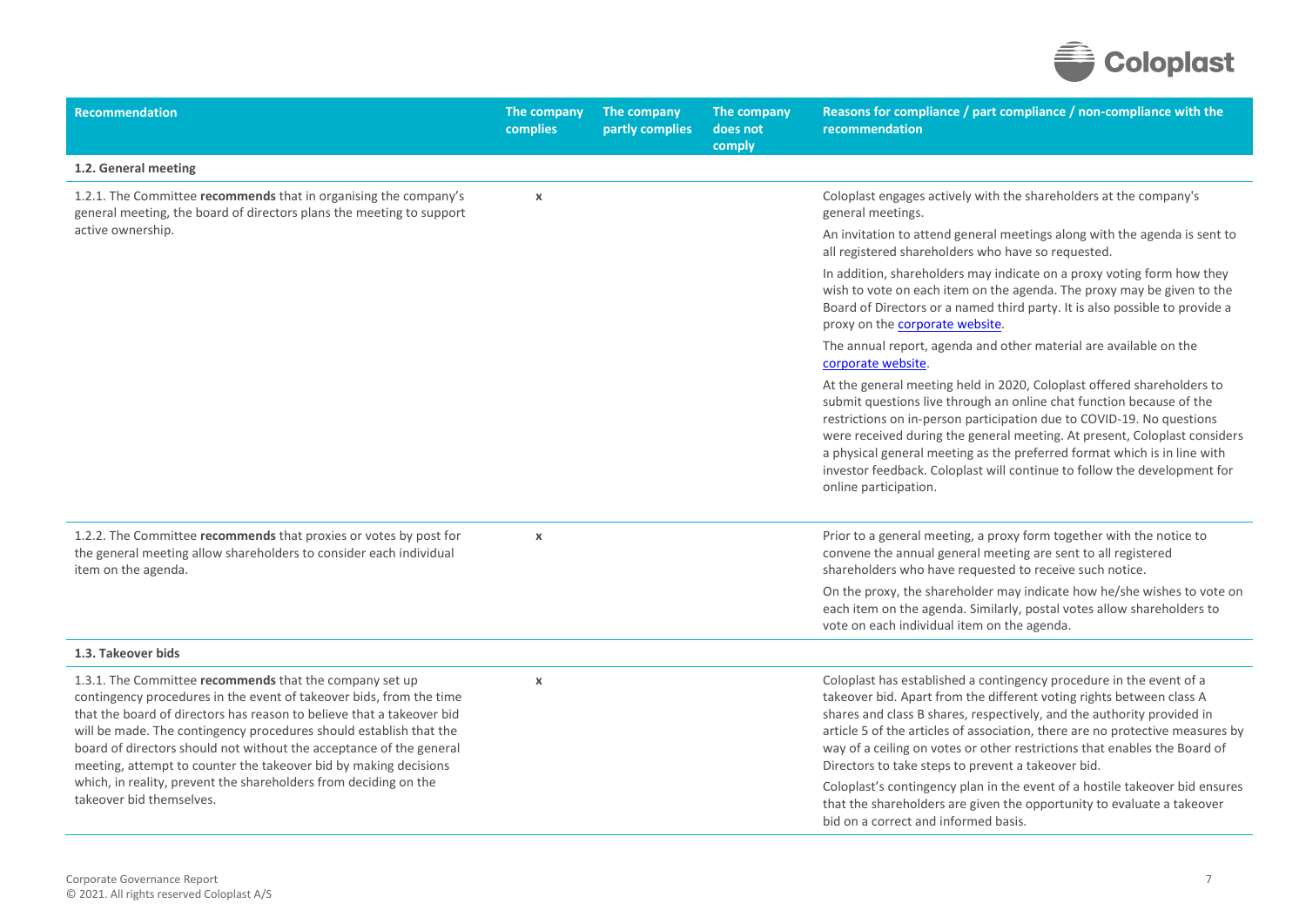| Recommendation | The company complies | The company partly complies | The company does not comply | Reasons for compliance / part compliance / non-compliance with the recommendation |
|---|---|---|---|---|
| **1.2. General meeting** | | | | |
| 1.2.1. The Committee **recommends** that in organising the company's general meeting, the board of directors plans the meeting to support active ownership. | x | | | Coloplast engages actively with the shareholders at the company's general meetings.<br><br>An invitation to attend general meetings along with the agenda is sent to all registered shareholders who have so requested.<br><br>In addition, shareholders may indicate on a proxy voting form how they wish to vote on each item on the agenda. The proxy may be given to the Board of Directors or a named third party. It is also possible to provide a proxy on the corporate website.<br><br>The annual report, agenda and other material are available on the corporate website.<br><br>At the general meeting held in 2020, Coloplast offered shareholders to submit questions live through an online chat function because of the restrictions on in-person participation due to COVID-19. No questions were received during the general meeting. At present, Coloplast considers a physical general meeting as the preferred format which is in line with investor feedback. Coloplast will continue to follow the development for online participation. |
| 1.2.2. The Committee **recommends** that proxies or votes by post for the general meeting allow shareholders to consider each individual item on the agenda. | x | | | Prior to a general meeting, a proxy form together with the notice to convene the annual general meeting are sent to all registered shareholders who have requested to receive such notice.<br><br>On the proxy, the shareholder may indicate how he/she wishes to vote on each item on the agenda. Similarly, postal votes allow shareholders to vote on each individual item on the agenda. |
| **1.3. Takeover bids** | | | | |
| 1.3.1. The Committee **recommends** that the company set up contingency procedures in the event of takeover bids, from the time that the board of directors has reason to believe that a takeover bid will be made. The contingency procedures should establish that the board of directors should not without the acceptance of the general meeting, attempt to counter the takeover bid by making decisions which, in reality, prevent the shareholders from deciding on the takeover bid themselves. | x | | | Coloplast has established a contingency procedure in the event of a takeover bid. Apart from the different voting rights between class A shares and class B shares, respectively, and the authority provided in article 5 of the articles of association, there are no protective measures by way of a ceiling on votes or other restrictions that enables the Board of Directors to take steps to prevent a takeover bid.<br><br>Coloplast's contingency plan in the event of a hostile takeover bid ensures that the shareholders are given the opportunity to evaluate a takeover bid on a correct and informed basis. |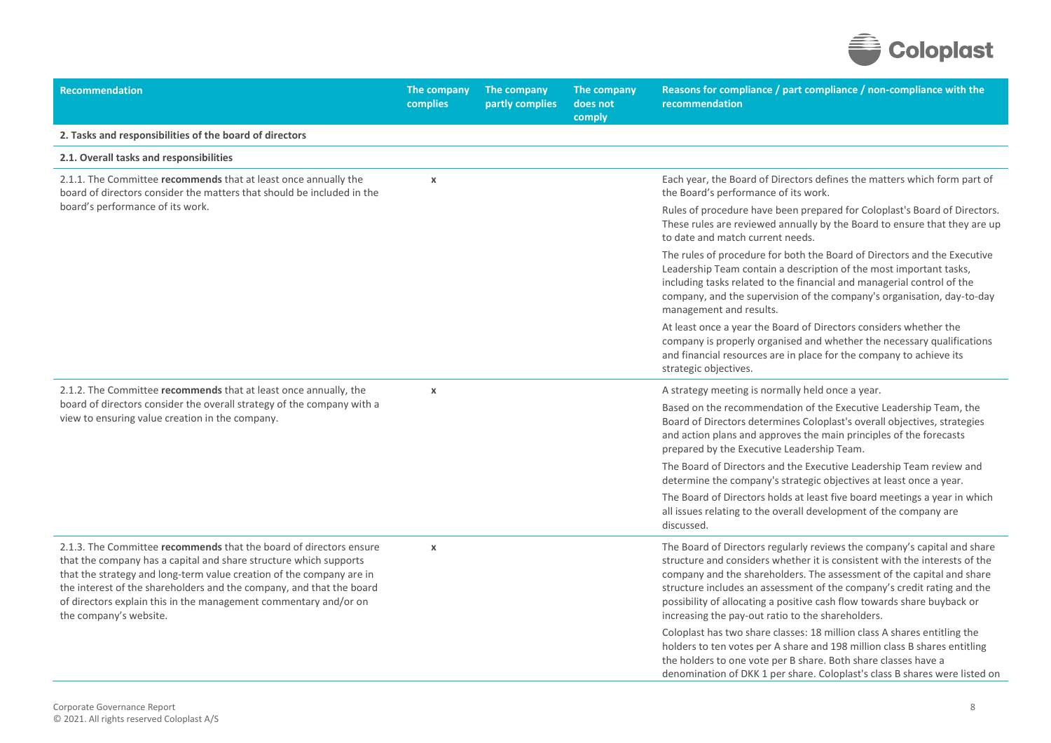| Recommendation | The company complies | The company partly complies | The company does not comply | Reasons for compliance / part compliance / non-compliance with the recommendation |
|---|---|---|---|---|
| **2. Tasks and responsibilities of the board of directors** | | | | |
| **2.1. Overall tasks and responsibilities** | | | | |
| 2.1.1. The Committee **recommends** that at least once annually the board of directors consider the matters that should be included in the board's performance of its work. | x | | | Each year, the Board of Directors defines the matters which form part of the Board's performance of its work.<br><br>Rules of procedure have been prepared for Coloplast's Board of Directors. These rules are reviewed annually by the Board to ensure that they are up to date and match current needs.<br><br>The rules of procedure for both the Board of Directors and the Executive Leadership Team contain a description of the most important tasks, including tasks related to the financial and managerial control of the company, and the supervision of the company's organisation, day-to-day management and results.<br><br>At least once a year the Board of Directors considers whether the company is properly organised and whether the necessary qualifications and financial resources are in place for the company to achieve its strategic objectives. |
| 2.1.2. The Committee **recommends** that at least once annually, the board of directors consider the overall strategy of the company with a view to ensuring value creation in the company. | x | | | A strategy meeting is normally held once a year.<br><br>Based on the recommendation of the Executive Leadership Team, the Board of Directors determines Coloplast's overall objectives, strategies and action plans and approves the main principles of the forecasts prepared by the Executive Leadership Team.<br><br>The Board of Directors and the Executive Leadership Team review and determine the company's strategic objectives at least once a year.<br><br>The Board of Directors holds at least five board meetings a year in which all issues relating to the overall development of the company are discussed. |
| 2.1.3. The Committee **recommends** that the board of directors ensure that the company has a capital and share structure which supports that the strategy and long-term value creation of the company are in the interest of the shareholders and the company, and that the board of directors explain this in the management commentary and/or on the company's website. | x | | | The Board of Directors regularly reviews the company's capital and share structure and considers whether it is consistent with the interests of the company and the shareholders. The assessment of the capital and share structure includes an assessment of the company's credit rating and the possibility of allocating a positive cash flow towards share buyback or increasing the pay-out ratio to the shareholders.<br><br>Coloplast has two share classes: 18 million class A shares entitling the holders to ten votes per A share and 198 million class B shares entitling the holders to one vote per B share. Both share classes have a denomination of DKK 1 per share. Coloplast's class B shares were listed on |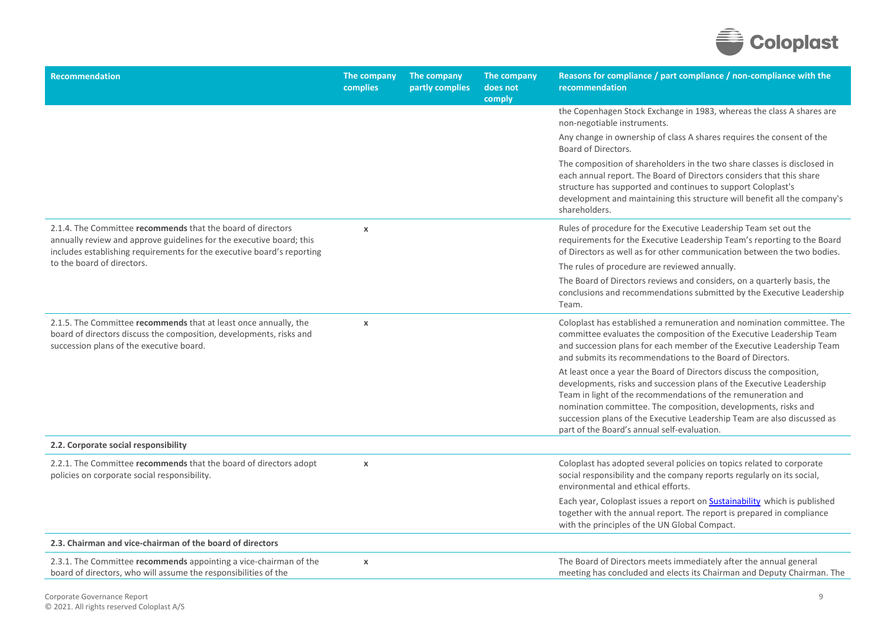| Recommendation | The company complies | The company partly complies | The company does not comply | Reasons for compliance / part compliance / non-compliance with the recommendation |
|---|---|---|---|---|
| | | | | the Copenhagen Stock Exchange in 1983, whereas the class A shares are non-negotiable instruments.<br><br>Any change in ownership of class A shares requires the consent of the Board of Directors.<br><br>The composition of shareholders in the two share classes is disclosed in each annual report. The Board of Directors considers that this share structure has supported and continues to support Coloplast's development and maintaining this structure will benefit all the company's shareholders. |
| 2.1.4. The Committee **recommends** that the board of directors annually review and approve guidelines for the executive board; this includes establishing requirements for the executive board's reporting to the board of directors. | x | | | Rules of procedure for the Executive Leadership Team set out the requirements for the Executive Leadership Team's reporting to the Board of Directors as well as for other communication between the two bodies.<br><br>The rules of procedure are reviewed annually.<br><br>The Board of Directors reviews and considers, on a quarterly basis, the conclusions and recommendations submitted by the Executive Leadership Team. |
| 2.1.5. The Committee **recommends** that at least once annually, the board of directors discuss the composition, developments, risks and succession plans of the executive board. | x | | | Coloplast has established a remuneration and nomination committee. The committee evaluates the composition of the Executive Leadership Team and succession plans for each member of the Executive Leadership Team and submits its recommendations to the Board of Directors.<br><br>At least once a year the Board of Directors discuss the composition, developments, risks and succession plans of the Executive Leadership Team in light of the recommendations of the remuneration and nomination committee. The composition, developments, risks and succession plans of the Executive Leadership Team are also discussed as part of the Board's annual self-evaluation. |
| **2.2. Corporate social responsibility** | | | | |
| 2.2.1. The Committee **recommends** that the board of directors adopt policies on corporate social responsibility. | x | | | Coloplast has adopted several policies on topics related to corporate social responsibility and the company reports regularly on its social, environmental and ethical efforts.<br><br>Each year, Coloplast issues a report on Sustainability which is published together with the annual report. The report is prepared in compliance with the principles of the UN Global Compact. |
| **2.3. Chairman and vice-chairman of the board of directors** | | | | |
| 2.3.1. The Committee **recommends** appointing a vice-chairman of the board of directors, who will assume the responsibilities of the | x | | | The Board of Directors meets immediately after the annual general meeting has concluded and elects its Chairman and Deputy Chairman. The |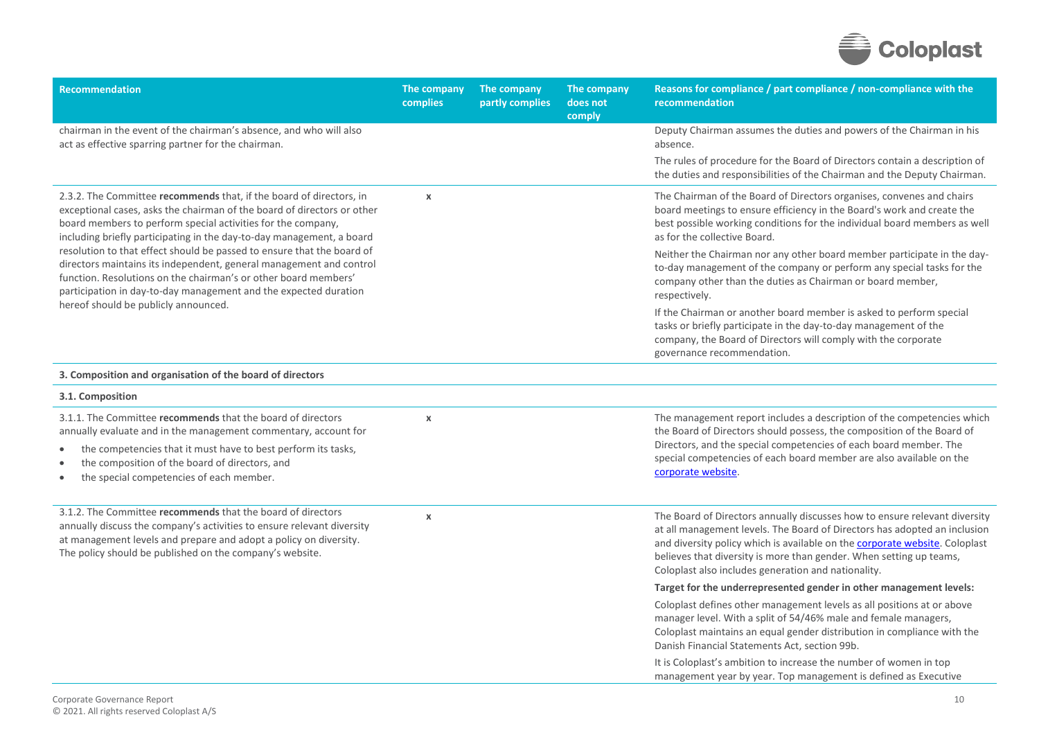| Recommendation | The company complies | The company partly complies | The company does not comply | Reasons for compliance / part compliance / non-compliance with the recommendation |
|---|---|---|---|---|
| chairman in the event of the chairman's absence, and who will also act as effective sparring partner for the chairman. | | | | Deputy Chairman assumes the duties and powers of the Chairman in his absence.<br><br>The rules of procedure for the Board of Directors contain a description of the duties and responsibilities of the Chairman and the Deputy Chairman. |
| 2.3.2. The Committee **recommends** that, if the board of directors, in exceptional cases, asks the chairman of the board of directors or other board members to perform special activities for the company, including briefly participating in the day-to-day management, a board resolution to that effect should be passed to ensure that the board of directors maintains its independent, general management and control function. Resolutions on the chairman's or other board members' participation in day-to-day management and the expected duration hereof should be publicly announced. | x | | | The Chairman of the Board of Directors organises, convenes and chairs board meetings to ensure efficiency in the Board's work and create the best possible working conditions for the individual board members as well as for the collective Board.<br><br>Neither the Chairman nor any other board member participate in the day-to-day management of the company or perform any special tasks for the company other than the duties as Chairman or board member, respectively.<br><br>If the Chairman or another board member is asked to perform special tasks or briefly participate in the day-to-day management of the company, the Board of Directors will comply with the corporate governance recommendation. |
| **3. Composition and organisation of the board of directors** | | | | |
| **3.1. Composition** | | | | |
| 3.1.1. The Committee **recommends** that the board of directors annually evaluate and in the management commentary, account for<br>• the competencies that it must have to best perform its tasks,<br>• the composition of the board of directors, and<br>• the special competencies of each member. | x | | | The management report includes a description of the competencies which the Board of Directors should possess, the composition of the Board of Directors, and the special competencies of each board member. The special competencies of each board member are also available on the corporate website. |
| 3.1.2. The Committee **recommends** that the board of directors annually discuss the company's activities to ensure relevant diversity at management levels and prepare and adopt a policy on diversity. The policy should be published on the company's website. | x | | | The Board of Directors annually discusses how to ensure relevant diversity at all management levels. The Board of Directors has adopted an inclusion and diversity policy which is available on the corporate website. Coloplast believes that diversity is more than gender. When setting up teams, Coloplast also includes generation and nationality.<br><br>**Target for the underrepresented gender in other management levels:**<br><br>Coloplast defines other management levels as all positions at or above manager level. With a split of 54/46% male and female managers, Coloplast maintains an equal gender distribution in compliance with the Danish Financial Statements Act, section 99b.<br><br>It is Coloplast's ambition to increase the number of women in top management year by year. Top management is defined as Executive |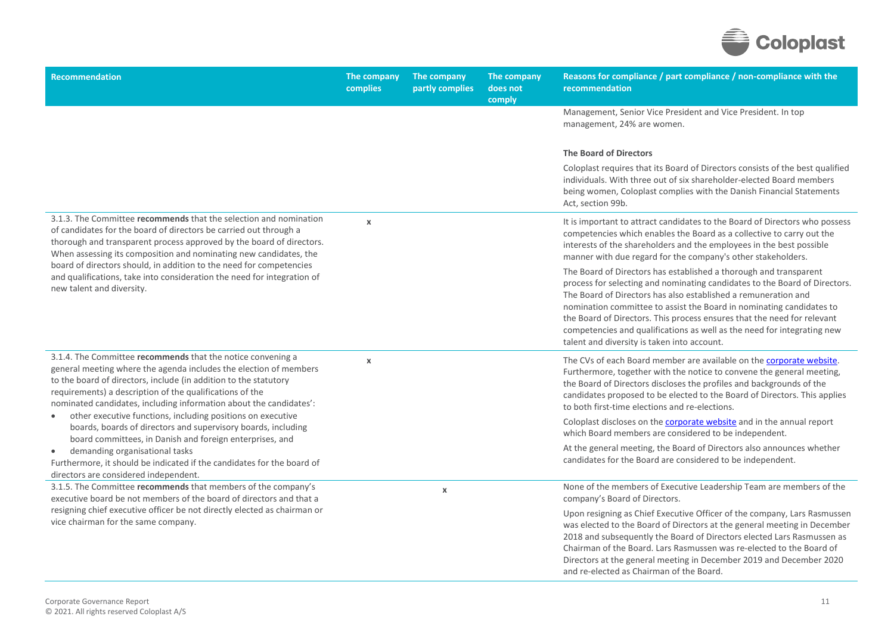| Recommendation | The company complies | The company partly complies | The company does not comply | Reasons for compliance / part compliance / non-compliance with the recommendation |
|---|---|---|---|---|
| | | | | Management, Senior Vice President and Vice President. In top management, 24% are women.<br><br>**The Board of Directors**<br><br>Coloplast requires that its Board of Directors consists of the best qualified individuals. With three out of six shareholder-elected Board members being women, Coloplast complies with the Danish Financial Statements Act, section 99b. |
| 3.1.3. The Committee **recommends** that the selection and nomination of candidates for the board of directors be carried out through a thorough and transparent process approved by the board of directors. When assessing its composition and nominating new candidates, the board of directors should, in addition to the need for competencies and qualifications, take into consideration the need for integration of new talent and diversity. | x | | | It is important to attract candidates to the Board of Directors who possess competencies which enables the Board as a collective to carry out the interests of the shareholders and the employees in the best possible manner with due regard for the company's other stakeholders.<br><br>The Board of Directors has established a thorough and transparent process for selecting and nominating candidates to the Board of Directors. The Board of Directors has also established a remuneration and nomination committee to assist the Board in nominating candidates to the Board of Directors. This process ensures that the need for relevant competencies and qualifications as well as the need for integrating new talent and diversity is taken into account. |
| 3.1.4. The Committee **recommends** that the notice convening a general meeting where the agenda includes the election of members to the board of directors, include (in addition to the statutory requirements) a description of the qualifications of the nominated candidates, including information about the candidates':<br>• other executive functions, including positions on executive boards, boards of directors and supervisory boards, including board committees, in Danish and foreign enterprises, and<br>• demanding organisational tasks<br>Furthermore, it should be indicated if the candidates for the board of directors are considered independent. | x | | | The CVs of each Board member are available on the corporate website. Furthermore, together with the notice to convene the general meeting, the Board of Directors discloses the profiles and backgrounds of the candidates proposed to be elected to the Board of Directors. This applies to both first-time elections and re-elections.<br><br>Coloplast discloses on the corporate website and in the annual report which Board members are considered to be independent.<br><br>At the general meeting, the Board of Directors also announces whether candidates for the Board are considered to be independent. |
| 3.1.5. The Committee **recommends** that members of the company's executive board be not members of the board of directors and that a resigning chief executive officer be not directly elected as chairman or vice chairman for the same company. | | x | | None of the members of Executive Leadership Team are members of the company's Board of Directors.<br><br>Upon resigning as Chief Executive Officer of the company, Lars Rasmussen was elected to the Board of Directors at the general meeting in December 2018 and subsequently the Board of Directors elected Lars Rasmussen as Chairman of the Board. Lars Rasmussen was re-elected to the Board of Directors at the general meeting in December 2019 and December 2020 and re-elected as Chairman of the Board. |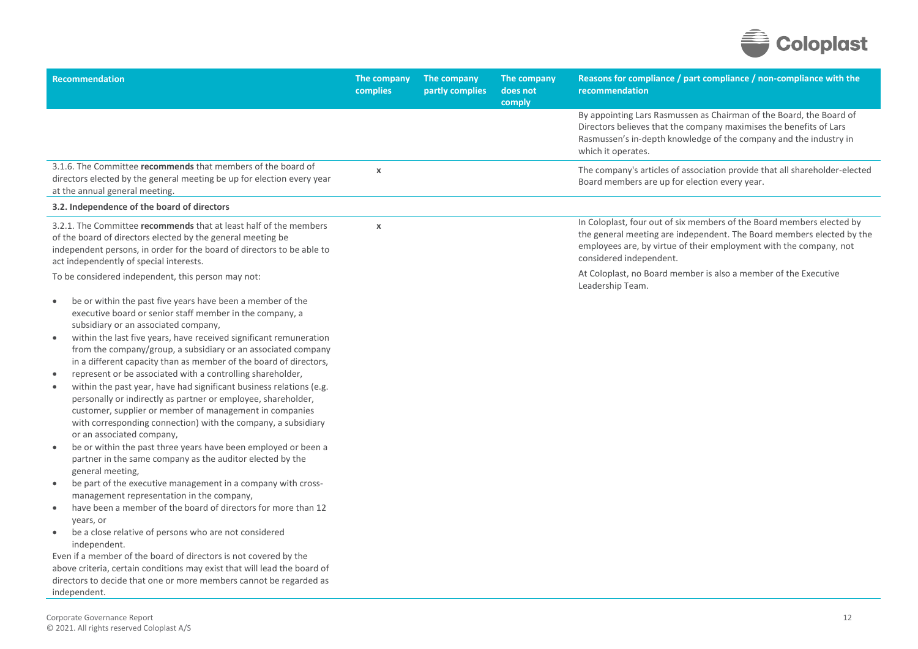| Recommendation | The company complies | The company partly complies | The company does not comply | Reasons for compliance / part compliance / non-compliance with the recommendation |
|---|---|---|---|---|
| | | | | By appointing Lars Rasmussen as Chairman of the Board, the Board of Directors believes that the company maximises the benefits of Lars Rasmussen's in-depth knowledge of the company and the industry in which it operates. |
| 3.1.6. The Committee **recommends** that members of the board of directors elected by the general meeting be up for election every year at the annual general meeting. | x | | | The company's articles of association provide that all shareholder-elected Board members are up for election every year. |
| **3.2. Independence of the board of directors** | | | | |
| 3.2.1. The Committee **recommends** that at least half of the members of the board of directors elected by the general meeting be independent persons, in order for the board of directors to be able to act independently of special interests.<br><br>To be considered independent, this person may not:<br><br>• be or within the past five years have been a member of the executive board or senior staff member in the company, a subsidiary or an associated company,<br>• within the last five years, have received significant remuneration from the company/group, a subsidiary or an associated company in a different capacity than as member of the board of directors,<br>• represent or be associated with a controlling shareholder,<br>• within the past year, have had significant business relations (e.g. personally or indirectly as partner or employee, shareholder, customer, supplier or member of management in companies with corresponding connection) with the company, a subsidiary or an associated company,<br>• be or within the past three years have been employed or been a partner in the same company as the auditor elected by the general meeting,<br>• be part of the executive management in a company with cross-management representation in the company,<br>• have been a member of the board of directors for more than 12 years, or<br>• be a close relative of persons who are not considered independent.<br><br>Even if a member of the board of directors is not covered by the above criteria, certain conditions may exist that will lead the board of directors to decide that one or more members cannot be regarded as independent. | x | | | In Coloplast, four out of six members of the Board members elected by the general meeting are independent. The Board members elected by the employees are, by virtue of their employment with the company, not considered independent.<br><br>At Coloplast, no Board member is also a member of the Executive Leadership Team. |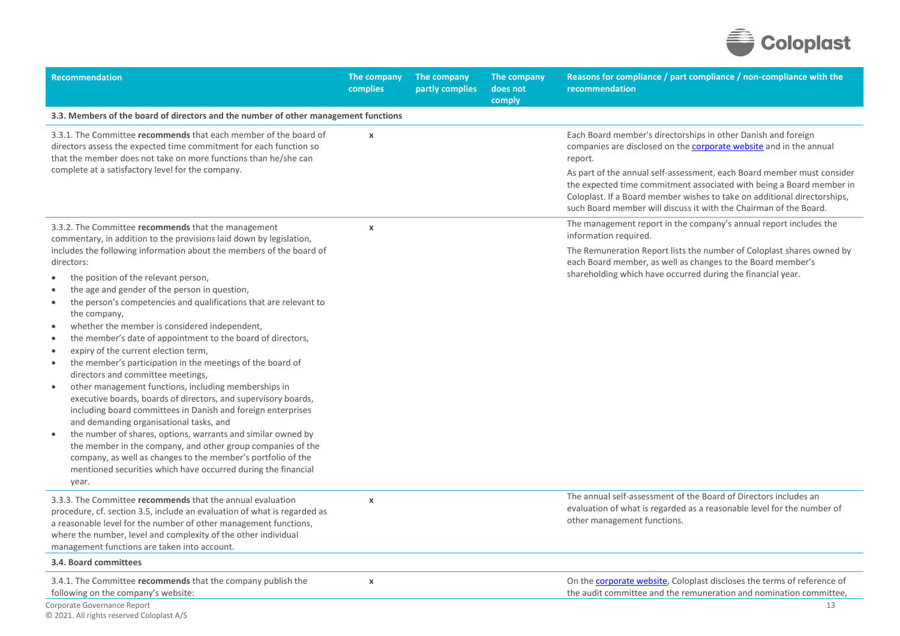| Recommendation | The company complies | The company partly complies | The company does not comply | Reasons for compliance / part compliance / non-compliance with the recommendation |
|---|---|---|---|---|
| **3.3. Members of the board of directors and the number of other management functions** | | | | |
| 3.3.1. The Committee **recommends** that each member of the board of directors assess the expected time commitment for each function so that the member does not take on more functions than he/she can complete at a satisfactory level for the company. | x | | | Each Board member's directorships in other Danish and foreign companies are disclosed on the [corporate website]() and in the annual report.<br><br>As part of the annual self-assessment, each Board member must consider the expected time commitment associated with being a Board member in Coloplast. If a Board member wishes to take on additional directorships, such Board member will discuss it with the Chairman of the Board. |
| 3.3.2. The Committee **recommends** that the management commentary, in addition to the provisions laid down by legislation, includes the following information about the members of the board of directors:<br>• the position of the relevant person,<br>• the age and gender of the person in question,<br>• the person's competencies and qualifications that are relevant to the company,<br>• whether the member is considered independent,<br>• the member's date of appointment to the board of directors,<br>• expiry of the current election term,<br>• the member's participation in the meetings of the board of directors and committee meetings,<br>• other management functions, including memberships in executive boards, boards of directors, and supervisory boards, including board committees in Danish and foreign enterprises and demanding organisational tasks, and<br>• the number of shares, options, warrants and similar owned by the member in the company, and other group companies of the company, as well as changes to the member's portfolio of the mentioned securities which have occurred during the financial year. | x | | | The management report in the company's annual report includes the information required.<br><br>The Remuneration Report lists the number of Coloplast shares owned by each Board member, as well as changes to the Board member's shareholding which have occurred during the financial year. |
| 3.3.3. The Committee **recommends** that the annual evaluation procedure, cf. section 3.5, include an evaluation of what is regarded as a reasonable level for the number of other management functions, where the number, level and complexity of the other individual management functions are taken into account. | x | | | The annual self-assessment of the Board of Directors includes an evaluation of what is regarded as a reasonable level for the number of other management functions. |
| **3.4. Board committees** | | | | |
| 3.4.1. The Committee **recommends** that the company publish the following on the company's website: | x | | | On the [corporate website](), Coloplast discloses the terms of reference of the audit committee and the remuneration and nomination committee, |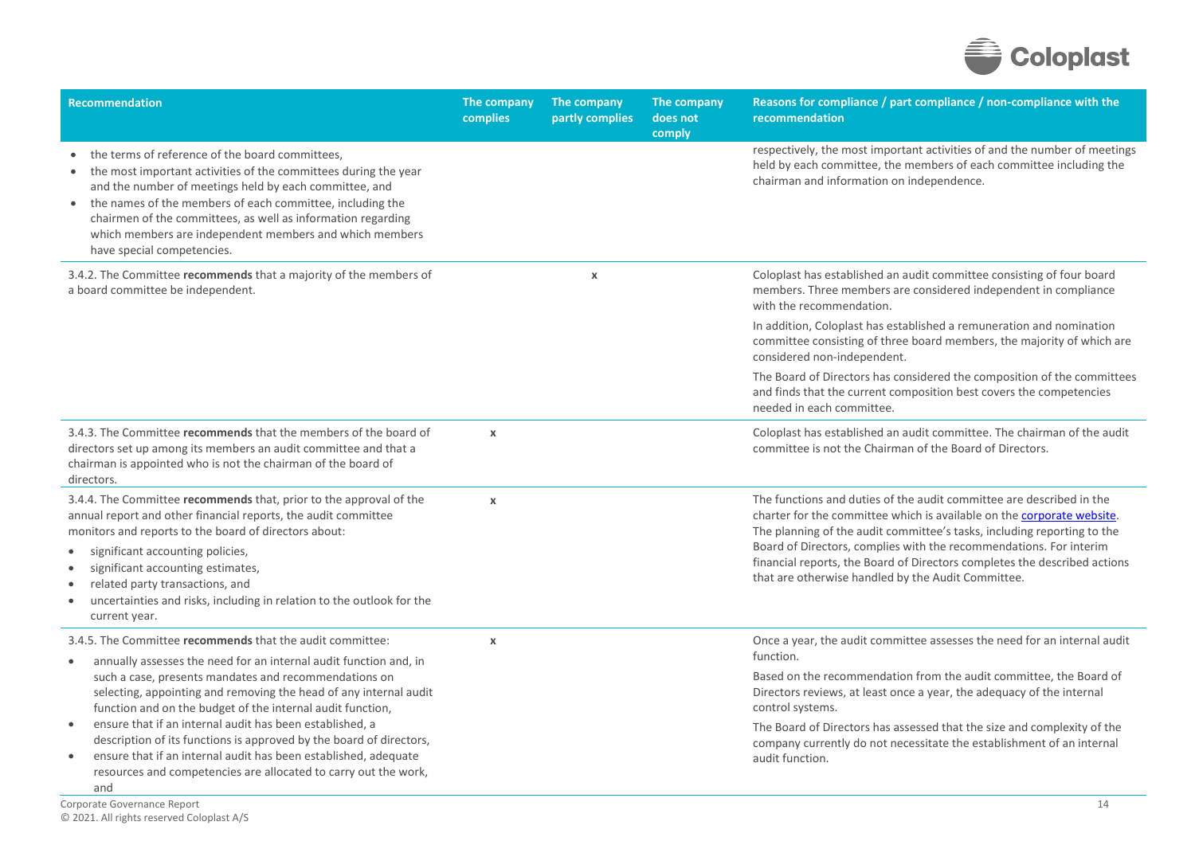| Recommendation | The company complies | The company partly complies | The company does not comply | Reasons for compliance / part compliance / non-compliance with the recommendation |
|---|---|---|---|---|
| • the terms of reference of the board committees,<br>• the most important activities of the committees during the year and the number of meetings held by each committee, and<br>• the names of the members of each committee, including the chairmen of the committees, as well as information regarding which members are independent members and which members have special competencies. | | | | respectively, the most important activities of and the number of meetings held by each committee, the members of each committee including the chairman and information on independence. |
| 3.4.2. The Committee **recommends** that a majority of the members of a board committee be independent. | | x | | Coloplast has established an audit committee consisting of four board members. Three members are considered independent in compliance with the recommendation.<br><br>In addition, Coloplast has established a remuneration and nomination committee consisting of three board members, the majority of which are considered non-independent.<br><br>The Board of Directors has considered the composition of the committees and finds that the current composition best covers the competencies needed in each committee. |
| 3.4.3. The Committee **recommends** that the members of the board of directors set up among its members an audit committee and that a chairman is appointed who is not the chairman of the board of directors. | x | | | Coloplast has established an audit committee. The chairman of the audit committee is not the Chairman of the Board of Directors. |
| 3.4.4. The Committee **recommends** that, prior to the approval of the annual report and other financial reports, the audit committee monitors and reports to the board of directors about:<br>• significant accounting policies,<br>• significant accounting estimates,<br>• related party transactions, and<br>• uncertainties and risks, including in relation to the outlook for the current year. | x | | | The functions and duties of the audit committee are described in the charter for the committee which is available on the [corporate website](). The planning of the audit committee's tasks, including reporting to the Board of Directors, complies with the recommendations. For interim financial reports, the Board of Directors completes the described actions that are otherwise handled by the Audit Committee. |
| 3.4.5. The Committee **recommends** that the audit committee:<br>• annually assesses the need for an internal audit function and, in such a case, presents mandates and recommendations on selecting, appointing and removing the head of any internal audit function and on the budget of the internal audit function,<br>• ensure that if an internal audit has been established, a description of its functions is approved by the board of directors,<br>• ensure that if an internal audit has been established, adequate resources and competencies are allocated to carry out the work, and | x | | | Once a year, the audit committee assesses the need for an internal audit function.<br><br>Based on the recommendation from the audit committee, the Board of Directors reviews, at least once a year, the adequacy of the internal control systems.<br><br>The Board of Directors has assessed that the size and complexity of the company currently do not necessitate the establishment of an internal audit function. |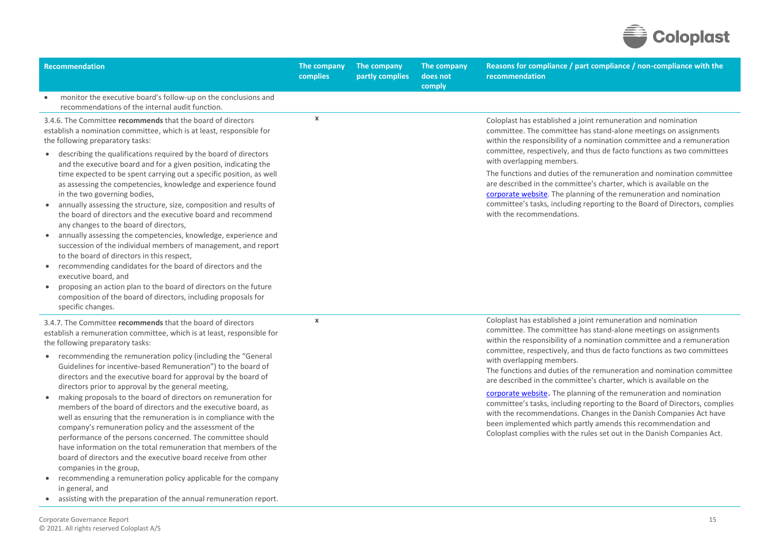| Recommendation | The company complies | The company partly complies | The company does not comply | Reasons for compliance / part compliance / non-compliance with the recommendation |
|---|---|---|---|---|
| • monitor the executive board's follow-up on the conclusions and recommendations of the internal audit function. | | | | |
| 3.4.6. The Committee **recommends** that the board of directors establish a nomination committee, which is at least, responsible for the following preparatory tasks:<br>• describing the qualifications required by the board of directors and the executive board and for a given position, indicating the time expected to be spent carrying out a specific position, as well as assessing the competencies, knowledge and experience found in the two governing bodies,<br>• annually assessing the structure, size, composition and results of the board of directors and the executive board and recommend any changes to the board of directors,<br>• annually assessing the competencies, knowledge, experience and succession of the individual members of management, and report to the board of directors in this respect,<br>• recommending candidates for the board of directors and the executive board, and<br>• proposing an action plan to the board of directors on the future composition of the board of directors, including proposals for specific changes. | x | | | Coloplast has established a joint remuneration and nomination committee. The committee has stand-alone meetings on assignments within the responsibility of a nomination committee and a remuneration committee, respectively, and thus de facto functions as two committees with overlapping members.<br>The functions and duties of the remuneration and nomination committee are described in the committee's charter, which is available on the corporate website. The planning of the remuneration and nomination committee's tasks, including reporting to the Board of Directors, complies with the recommendations. |
| 3.4.7. The Committee **recommends** that the board of directors establish a remuneration committee, which is at least, responsible for the following preparatory tasks:<br>• recommending the remuneration policy (including the "General Guidelines for incentive-based Remuneration") to the board of directors and the executive board for approval by the board of directors prior to approval by the general meeting,<br>• making proposals to the board of directors on remuneration for members of the board of directors and the executive board, as well as ensuring that the remuneration is in compliance with the company's remuneration policy and the assessment of the performance of the persons concerned. The committee should have information on the total remuneration that members of the board of directors and the executive board receive from other companies in the group,<br>• recommending a remuneration policy applicable for the company in general, and<br>• assisting with the preparation of the annual remuneration report. | x | | | Coloplast has established a joint remuneration and nomination committee. The committee has stand-alone meetings on assignments within the responsibility of a nomination committee and a remuneration committee, respectively, and thus de facto functions as two committees with overlapping members.<br>The functions and duties of the remuneration and nomination committee are described in the committee's charter, which is available on the corporate website**.** The planning of the remuneration and nomination committee's tasks, including reporting to the Board of Directors, complies with the recommendations. Changes in the Danish Companies Act have been implemented which partly amends this recommendation and Coloplast complies with the rules set out in the Danish Companies Act. |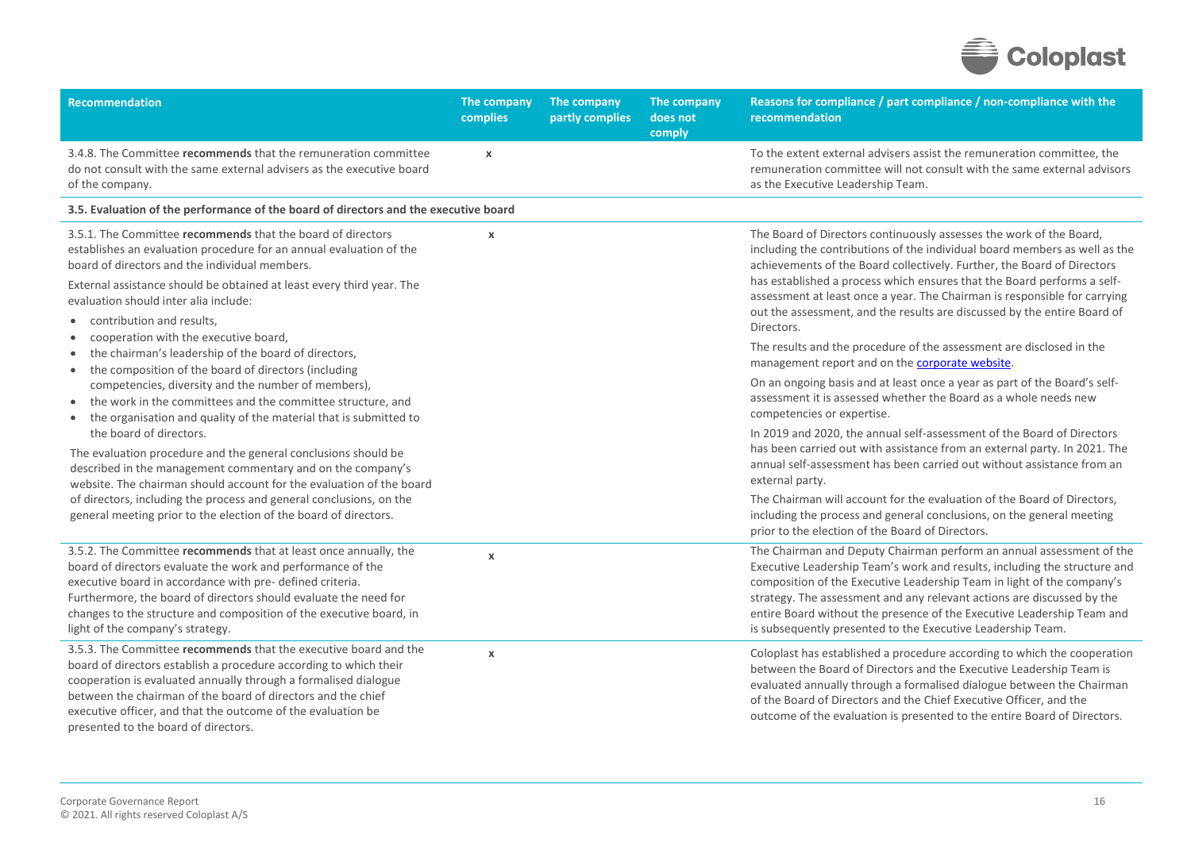| Recommendation | The company complies | The company partly complies | The company does not comply | Reasons for compliance / part compliance / non-compliance with the recommendation |
|---|---|---|---|---|
| 3.4.8. The Committee **recommends** that the remuneration committee do not consult with the same external advisers as the executive board of the company. | x | | | To the extent external advisers assist the remuneration committee, the remuneration committee will not consult with the same external advisors as the Executive Leadership Team. |
| **3.5. Evaluation of the performance of the board of directors and the executive board** | | | | |
| 3.5.1. The Committee **recommends** that the board of directors establishes an evaluation procedure for an annual evaluation of the board of directors and the individual members.<br><br>External assistance should be obtained at least every third year. The evaluation should inter alia include:<br>• contribution and results,<br>• cooperation with the executive board,<br>• the chairman's leadership of the board of directors,<br>• the composition of the board of directors (including competencies, diversity and the number of members),<br>• the work in the committees and the committee structure, and<br>• the organisation and quality of the material that is submitted to the board of directors.<br><br>The evaluation procedure and the general conclusions should be described in the management commentary and on the company's website. The chairman should account for the evaluation of the board of directors, including the process and general conclusions, on the general meeting prior to the election of the board of directors. | x | | | The Board of Directors continuously assesses the work of the Board, including the contributions of the individual board members as well as the achievements of the Board collectively. Further, the Board of Directors has established a process which ensures that the Board performs a self-assessment at least once a year. The Chairman is responsible for carrying out the assessment, and the results are discussed by the entire Board of Directors.<br><br>The results and the procedure of the assessment are disclosed in the management report and on the corporate website.<br><br>On an ongoing basis and at least once a year as part of the Board's self-assessment it is assessed whether the Board as a whole needs new competencies or expertise.<br><br>In 2019 and 2020, the annual self-assessment of the Board of Directors has been carried out with assistance from an external party. In 2021. The annual self-assessment has been carried out without assistance from an external party.<br><br>The Chairman will account for the evaluation of the Board of Directors, including the process and general conclusions, on the general meeting prior to the election of the Board of Directors. |
| 3.5.2. The Committee **recommends** that at least once annually, the board of directors evaluate the work and performance of the executive board in accordance with pre- defined criteria. Furthermore, the board of directors should evaluate the need for changes to the structure and composition of the executive board, in light of the company's strategy. | x | | | The Chairman and Deputy Chairman perform an annual assessment of the Executive Leadership Team's work and results, including the structure and composition of the Executive Leadership Team in light of the company's strategy. The assessment and any relevant actions are discussed by the entire Board without the presence of the Executive Leadership Team and is subsequently presented to the Executive Leadership Team. |
| 3.5.3. The Committee **recommends** that the executive board and the board of directors establish a procedure according to which their cooperation is evaluated annually through a formalised dialogue between the chairman of the board of directors and the chief executive officer, and that the outcome of the evaluation be presented to the board of directors. | x | | | Coloplast has established a procedure according to which the cooperation between the Board of Directors and the Executive Leadership Team is evaluated annually through a formalised dialogue between the Chairman of the Board of Directors and the Chief Executive Officer, and the outcome of the evaluation is presented to the entire Board of Directors. |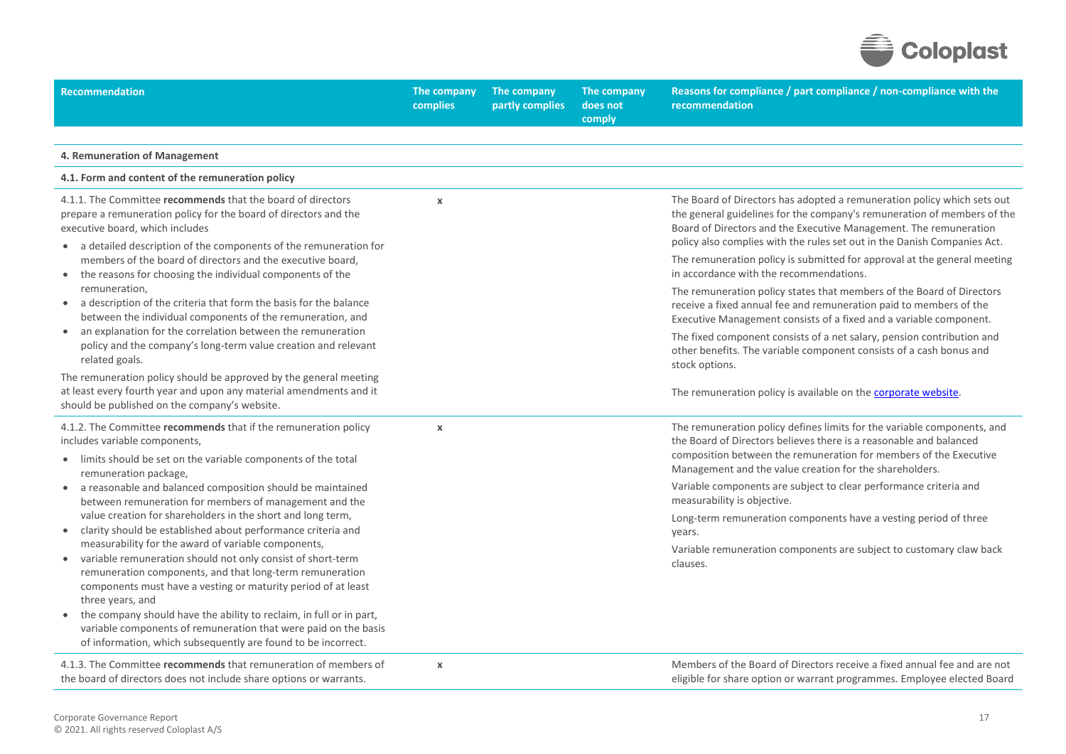| Recommendation | The company complies | The company partly complies | The company does not comply | Reasons for compliance / part compliance / non-compliance with the recommendation |
|---|---|---|---|---|
| **4. Remuneration of Management** | | | | |
| **4.1. Form and content of the remuneration policy** | | | | |
| 4.1.1. The Committee **recommends** that the board of directors prepare a remuneration policy for the board of directors and the executive board, which includes<br>• a detailed description of the components of the remuneration for members of the board of directors and the executive board,<br>• the reasons for choosing the individual components of the remuneration,<br>• a description of the criteria that form the basis for the balance between the individual components of the remuneration, and<br>• an explanation for the correlation between the remuneration policy and the company's long-term value creation and relevant related goals.<br>The remuneration policy should be approved by the general meeting at least every fourth year and upon any material amendments and it should be published on the company's website. | x | | | The Board of Directors has adopted a remuneration policy which sets out the general guidelines for the company's remuneration of members of the Board of Directors and the Executive Management. The remuneration policy also complies with the rules set out in the Danish Companies Act.<br>The remuneration policy is submitted for approval at the general meeting in accordance with the recommendations.<br>The remuneration policy states that members of the Board of Directors receive a fixed annual fee and remuneration paid to members of the Executive Management consists of a fixed and a variable component.<br>The fixed component consists of a net salary, pension contribution and other benefits. The variable component consists of a cash bonus and stock options.<br>The remuneration policy is available on the corporate website. |
| 4.1.2. The Committee **recommends** that if the remuneration policy includes variable components,<br>• limits should be set on the variable components of the total remuneration package,<br>• a reasonable and balanced composition should be maintained between remuneration for members of management and the value creation for shareholders in the short and long term,<br>• clarity should be established about performance criteria and measurability for the award of variable components,<br>• variable remuneration should not only consist of short-term remuneration components, and that long-term remuneration components must have a vesting or maturity period of at least three years, and<br>• the company should have the ability to reclaim, in full or in part, variable components of remuneration that were paid on the basis of information, which subsequently are found to be incorrect. | x | | | The remuneration policy defines limits for the variable components, and the Board of Directors believes there is a reasonable and balanced composition between the remuneration for members of the Executive Management and the value creation for the shareholders.<br>Variable components are subject to clear performance criteria and measurability is objective.<br>Long-term remuneration components have a vesting period of three years.<br>Variable remuneration components are subject to customary claw back clauses. |
| 4.1.3. The Committee **recommends** that remuneration of members of the board of directors does not include share options or warrants. | x | | | Members of the Board of Directors receive a fixed annual fee and are not eligible for share option or warrant programmes. Employee elected Board |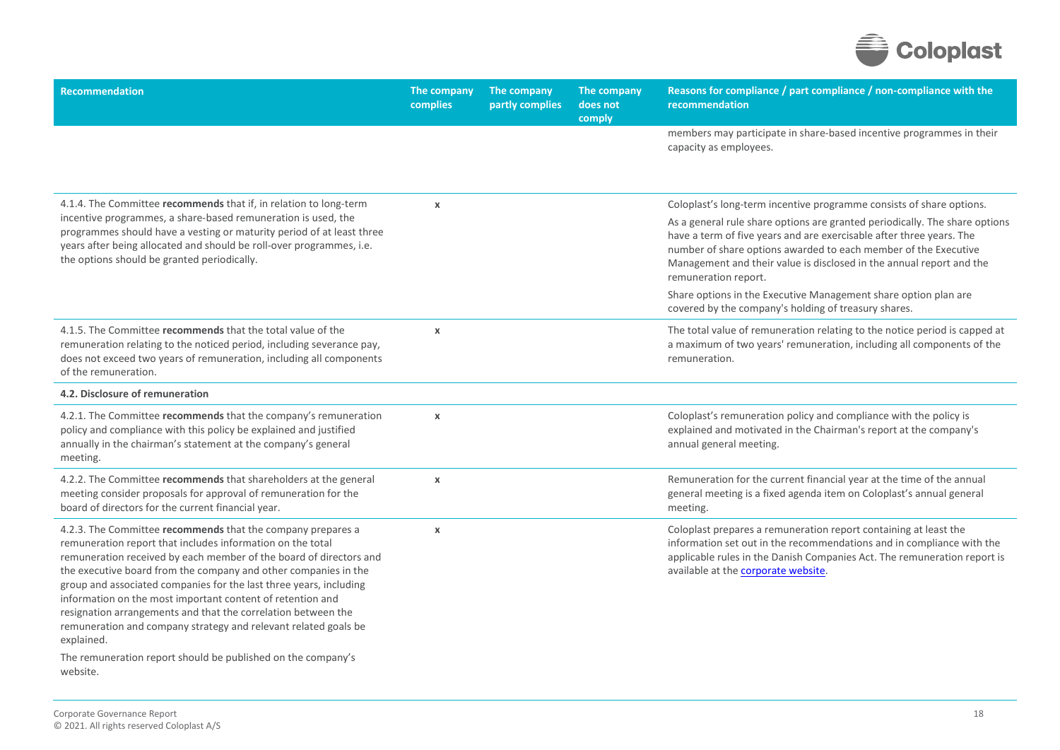| Recommendation | The company complies | The company partly complies | The company does not comply | Reasons for compliance / part compliance / non-compliance with the recommendation |
|---|---|---|---|---|
| | | | | members may participate in share-based incentive programmes in their capacity as employees. |
| 4.1.4. The Committee **recommends** that if, in relation to long-term incentive programmes, a share-based remuneration is used, the programmes should have a vesting or maturity period of at least three years after being allocated and should be roll-over programmes, i.e. the options should be granted periodically. | x | | | Coloplast's long-term incentive programme consists of share options. As a general rule share options are granted periodically. The share options have a term of five years and are exercisable after three years. The number of share options awarded to each member of the Executive Management and their value is disclosed in the annual report and the remuneration report. Share options in the Executive Management share option plan are covered by the company's holding of treasury shares. |
| 4.1.5. The Committee **recommends** that the total value of the remuneration relating to the noticed period, including severance pay, does not exceed two years of remuneration, including all components of the remuneration. | x | | | The total value of remuneration relating to the notice period is capped at a maximum of two years' remuneration, including all components of the remuneration. |
| **4.2. Disclosure of remuneration** | | | | |
| 4.2.1. The Committee **recommends** that the company's remuneration policy and compliance with this policy be explained and justified annually in the chairman's statement at the company's general meeting. | x | | | Coloplast's remuneration policy and compliance with the policy is explained and motivated in the Chairman's report at the company's annual general meeting. |
| 4.2.2. The Committee **recommends** that shareholders at the general meeting consider proposals for approval of remuneration for the board of directors for the current financial year. | x | | | Remuneration for the current financial year at the time of the annual general meeting is a fixed agenda item on Coloplast's annual general meeting. |
| 4.2.3. The Committee **recommends** that the company prepares a remuneration report that includes information on the total remuneration received by each member of the board of directors and the executive board from the company and other companies in the group and associated companies for the last three years, including information on the most important content of retention and resignation arrangements and that the correlation between the remuneration and company strategy and relevant related goals be explained. The remuneration report should be published on the company's website. | x | | | Coloplast prepares a remuneration report containing at least the information set out in the recommendations and in compliance with the applicable rules in the Danish Companies Act. The remuneration report is available at the corporate website. |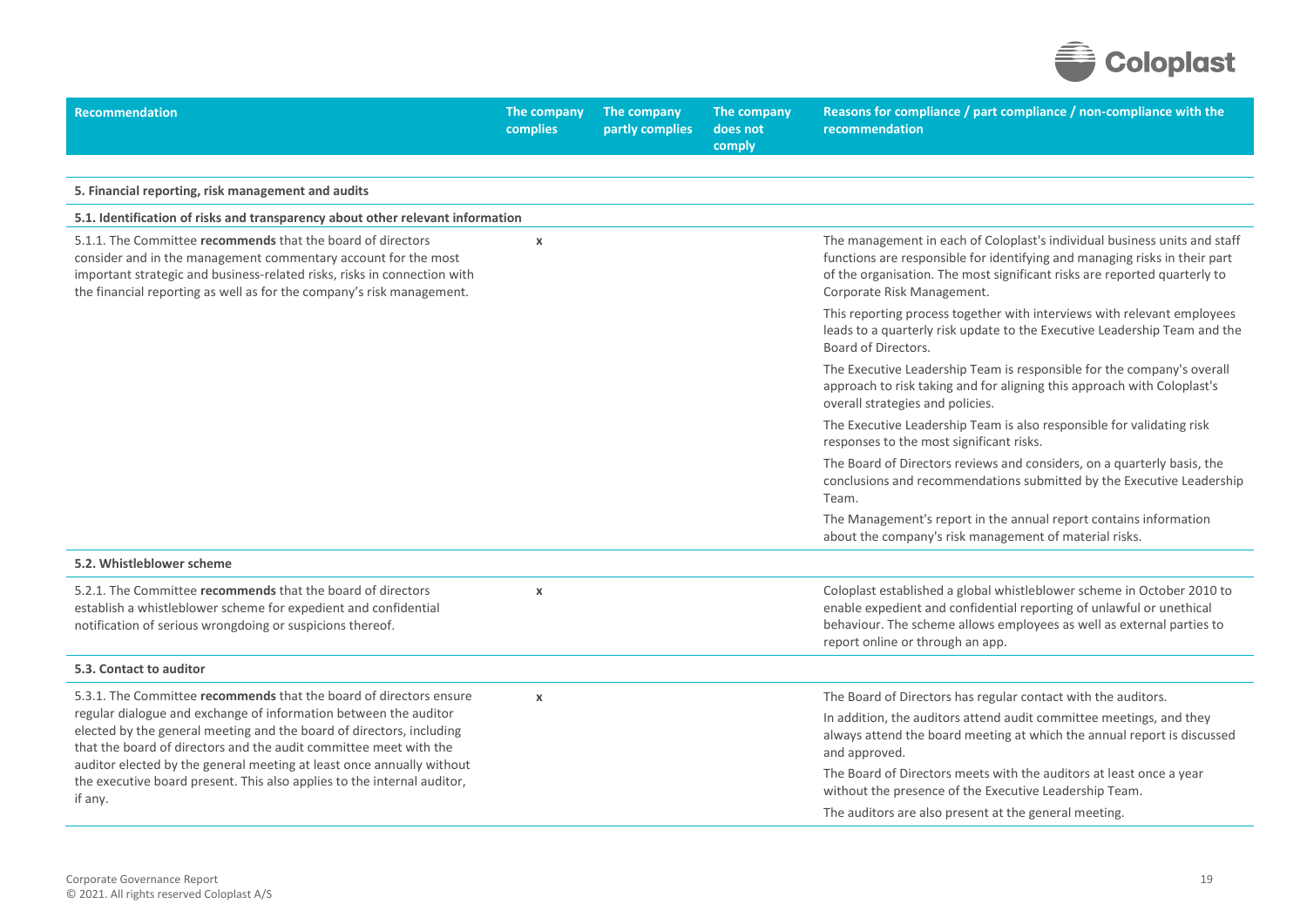| Recommendation | The company complies | The company partly complies | The company does not comply | Reasons for compliance / part compliance / non-compliance with the recommendation |
|---|---|---|---|---|
| **5. Financial reporting, risk management and audits** | | | | |
| **5.1. Identification of risks and transparency about other relevant information** | | | | |
| 5.1.1. The Committee **recommends** that the board of directors consider and in the management commentary account for the most important strategic and business-related risks, risks in connection with the financial reporting as well as for the company's risk management. | x | | | The management in each of Coloplast's individual business units and staff functions are responsible for identifying and managing risks in their part of the organisation. The most significant risks are reported quarterly to Corporate Risk Management.<br><br>This reporting process together with interviews with relevant employees leads to a quarterly risk update to the Executive Leadership Team and the Board of Directors.<br><br>The Executive Leadership Team is responsible for the company's overall approach to risk taking and for aligning this approach with Coloplast's overall strategies and policies.<br><br>The Executive Leadership Team is also responsible for validating risk responses to the most significant risks.<br><br>The Board of Directors reviews and considers, on a quarterly basis, the conclusions and recommendations submitted by the Executive Leadership Team.<br><br>The Management's report in the annual report contains information about the company's risk management of material risks. |
| **5.2. Whistleblower scheme** | | | | |
| 5.2.1. The Committee **recommends** that the board of directors establish a whistleblower scheme for expedient and confidential notification of serious wrongdoing or suspicions thereof. | x | | | Coloplast established a global whistleblower scheme in October 2010 to enable expedient and confidential reporting of unlawful or unethical behaviour. The scheme allows employees as well as external parties to report online or through an app. |
| **5.3. Contact to auditor** | | | | |
| 5.3.1. The Committee **recommends** that the board of directors ensure regular dialogue and exchange of information between the auditor elected by the general meeting and the board of directors, including that the board of directors and the audit committee meet with the auditor elected by the general meeting at least once annually without the executive board present. This also applies to the internal auditor, if any. | x | | | The Board of Directors has regular contact with the auditors.<br><br>In addition, the auditors attend audit committee meetings, and they always attend the board meeting at which the annual report is discussed and approved.<br><br>The Board of Directors meets with the auditors at least once a year without the presence of the Executive Leadership Team.<br><br>The auditors are also present at the general meeting. |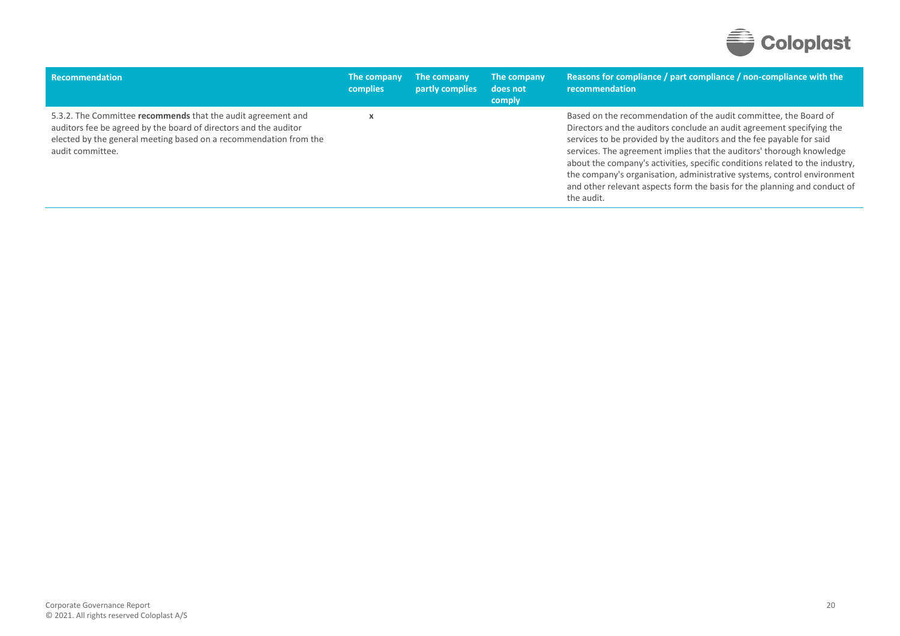| Recommendation | The company complies | The company partly complies | The company does not comply | Reasons for compliance / part compliance / non-compliance with the recommendation |
| --- | --- | --- | --- | --- |
| 5.3.2. The Committee **recommends** that the audit agreement and auditors fee be agreed by the board of directors and the auditor elected by the general meeting based on a recommendation from the audit committee. | x | | | Based on the recommendation of the audit committee, the Board of Directors and the auditors conclude an audit agreement specifying the services to be provided by the auditors and the fee payable for said services. The agreement implies that the auditors' thorough knowledge about the company's activities, specific conditions related to the industry, the company's organisation, administrative systems, control environment and other relevant aspects form the basis for the planning and conduct of the audit. |